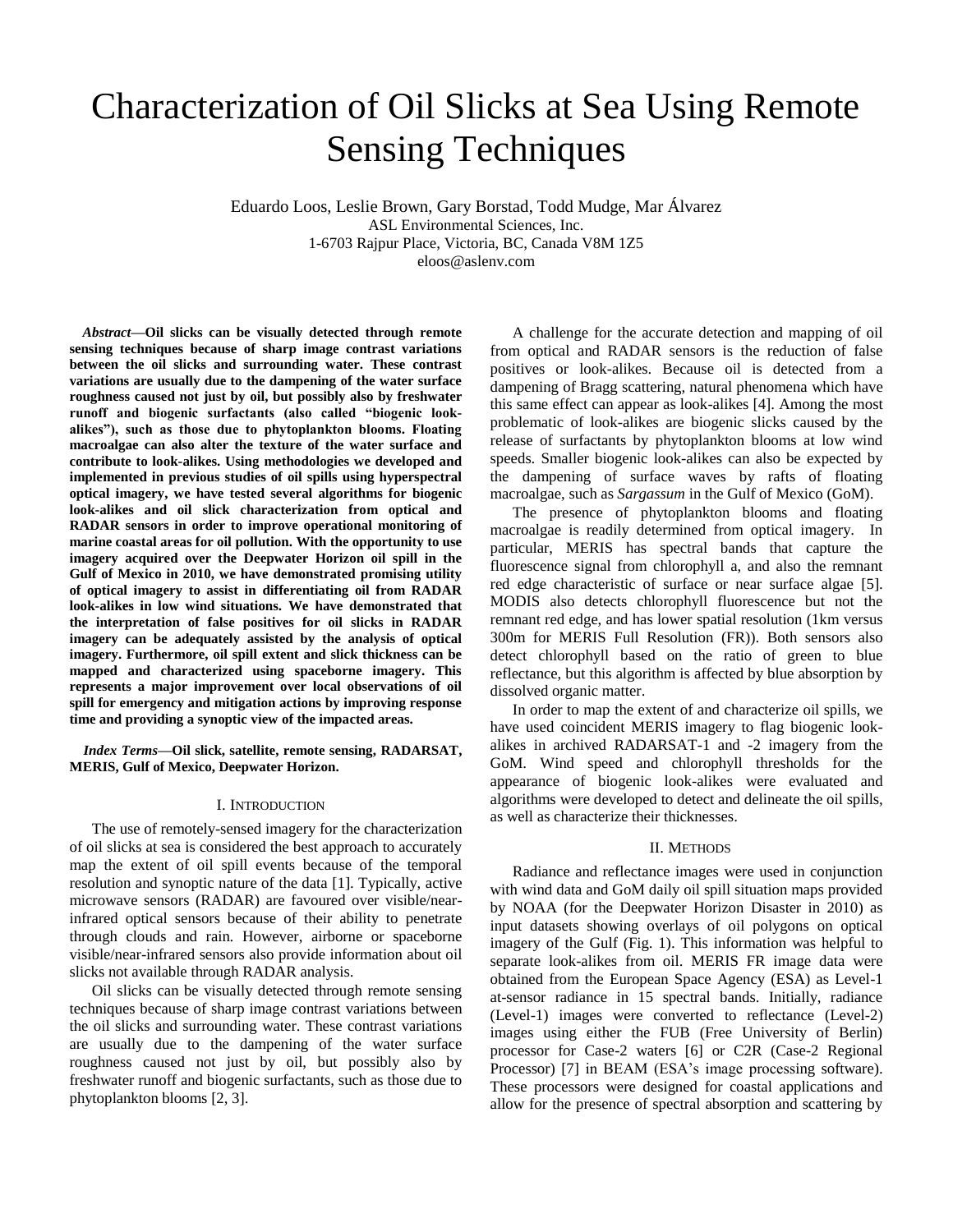# Characterization of Oil Slicks at Sea Using Remote Sensing Techniques

Eduardo Loos, Leslie Brown, Gary Borstad, Todd Mudge, Mar Álvarez
ASL Environmental Sciences, Inc.
1-6703 Rajpur Place, Victoria, BC, Canada V8M 1Z5
eloos@aslenv.com

***Abstract*—Oil slicks can be visually detected through remote sensing techniques because of sharp image contrast variations between the oil slicks and surrounding water. These contrast variations are usually due to the dampening of the water surface roughness caused not just by oil, but possibly also by freshwater runoff and biogenic surfactants (also called "biogenic look-alikes"), such as those due to phytoplankton blooms. Floating macroalgae can also alter the texture of the water surface and contribute to look-alikes. Using methodologies we developed and implemented in previous studies of oil spills using hyperspectral optical imagery, we have tested several algorithms for biogenic look-alikes and oil slick characterization from optical and RADAR sensors in order to improve operational monitoring of marine coastal areas for oil pollution. With the opportunity to use imagery acquired over the Deepwater Horizon oil spill in the Gulf of Mexico in 2010, we have demonstrated promising utility of optical imagery to assist in differentiating oil from RADAR look-alikes in low wind situations. We have demonstrated that the interpretation of false positives for oil slicks in RADAR imagery can be adequately assisted by the analysis of optical imagery. Furthermore, oil spill extent and slick thickness can be mapped and characterized using spaceborne imagery. This represents a major improvement over local observations of oil spill for emergency and mitigation actions by improving response time and providing a synoptic view of the impacted areas.**

***Index Terms*—Oil slick, satellite, remote sensing, RADARSAT, MERIS, Gulf of Mexico, Deepwater Horizon.**

## I. Introduction

The use of remotely-sensed imagery for the characterization of oil slicks at sea is considered the best approach to accurately map the extent of oil spill events because of the temporal resolution and synoptic nature of the data [1]. Typically, active microwave sensors (RADAR) are favoured over visible/near-infrared optical sensors because of their ability to penetrate through clouds and rain. However, airborne or spaceborne visible/near-infrared sensors also provide information about oil slicks not available through RADAR analysis.

Oil slicks can be visually detected through remote sensing techniques because of sharp image contrast variations between the oil slicks and surrounding water. These contrast variations are usually due to the dampening of the water surface roughness caused not just by oil, but possibly also by freshwater runoff and biogenic surfactants, such as those due to phytoplankton blooms [2, 3].

A challenge for the accurate detection and mapping of oil from optical and RADAR sensors is the reduction of false positives or look-alikes. Because oil is detected from a dampening of Bragg scattering, natural phenomena which have this same effect can appear as look-alikes [4]. Among the most problematic of look-alikes are biogenic slicks caused by the release of surfactants by phytoplankton blooms at low wind speeds. Smaller biogenic look-alikes can also be expected by the dampening of surface waves by rafts of floating macroalgae, such as *Sargassum* in the Gulf of Mexico (GoM).

The presence of phytoplankton blooms and floating macroalgae is readily determined from optical imagery. In particular, MERIS has spectral bands that capture the fluorescence signal from chlorophyll a, and also the remnant red edge characteristic of surface or near surface algae [5]. MODIS also detects chlorophyll fluorescence but not the remnant red edge, and has lower spatial resolution (1km versus 300m for MERIS Full Resolution (FR)). Both sensors also detect chlorophyll based on the ratio of green to blue reflectance, but this algorithm is affected by blue absorption by dissolved organic matter.

In order to map the extent of and characterize oil spills, we have used coincident MERIS imagery to flag biogenic look-alikes in archived RADARSAT-1 and -2 imagery from the GoM. Wind speed and chlorophyll thresholds for the appearance of biogenic look-alikes were evaluated and algorithms were developed to detect and delineate the oil spills, as well as characterize their thicknesses.

## II. Methods

Radiance and reflectance images were used in conjunction with wind data and GoM daily oil spill situation maps provided by NOAA (for the Deepwater Horizon Disaster in 2010) as input datasets showing overlays of oil polygons on optical imagery of the Gulf (Fig. 1). This information was helpful to separate look-alikes from oil. MERIS FR image data were obtained from the European Space Agency (ESA) as Level-1 at-sensor radiance in 15 spectral bands. Initially, radiance (Level-1) images were converted to reflectance (Level-2) images using either the FUB (Free University of Berlin) processor for Case-2 waters [6] or C2R (Case-2 Regional Processor) [7] in BEAM (ESA's image processing software). These processors were designed for coastal applications and allow for the presence of spectral absorption and scattering by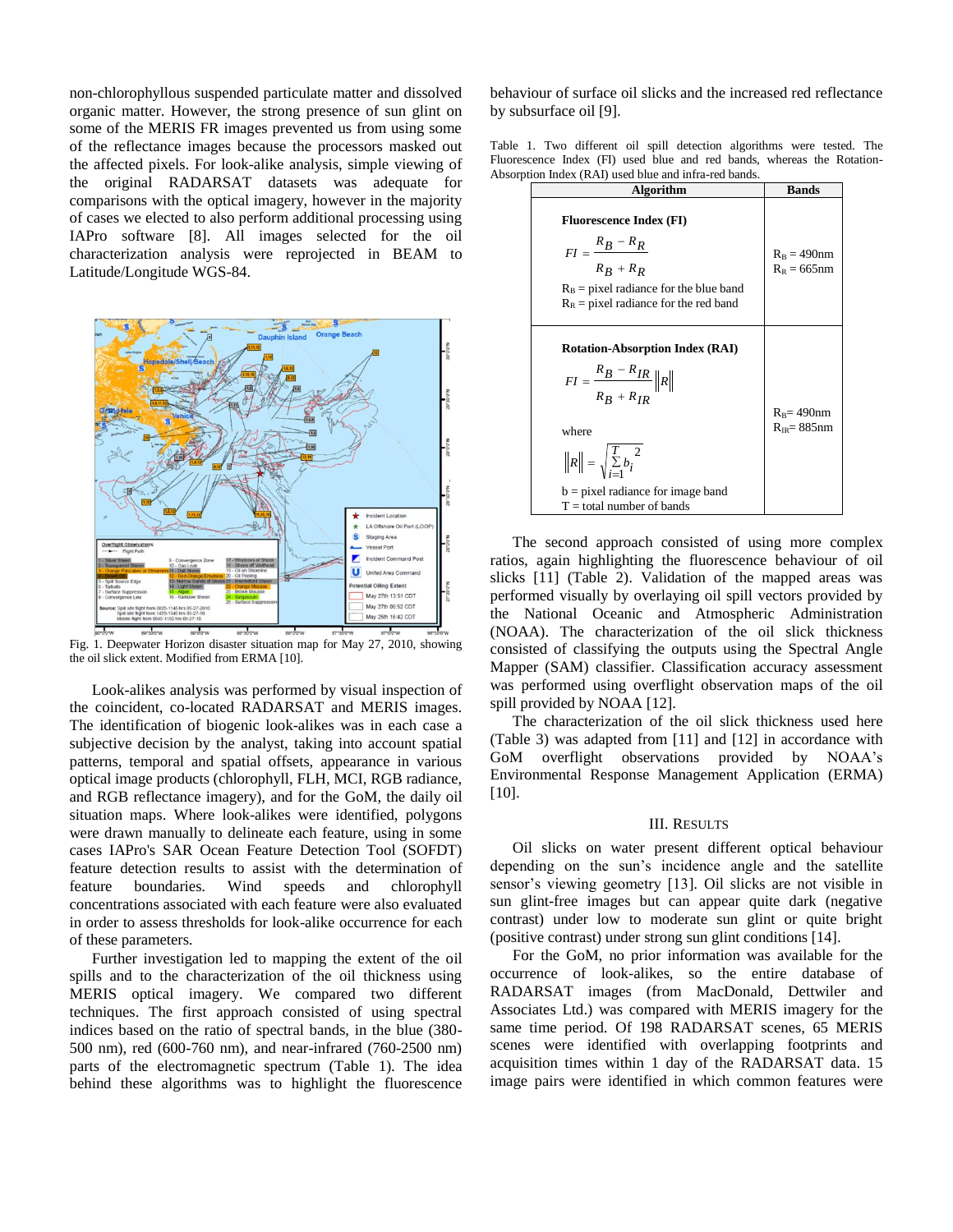non-chlorophyllous suspended particulate matter and dissolved organic matter. However, the strong presence of sun glint on some of the MERIS FR images prevented us from using some of the reflectance images because the processors masked out the affected pixels. For look-alike analysis, simple viewing of the original RADARSAT datasets was adequate for comparisons with the optical imagery, however in the majority of cases we elected to also perform additional processing using IAPro software [8]. All images selected for the oil characterization analysis were reprojected in BEAM to Latitude/Longitude WGS-84.

Fig. 1. Deepwater Horizon disaster situation map for May 27, 2010, showing the oil slick extent. Modified from ERMA [10].

Look-alikes analysis was performed by visual inspection of the coincident, co-located RADARSAT and MERIS images. The identification of biogenic look-alikes was in each case a subjective decision by the analyst, taking into account spatial patterns, temporal and spatial offsets, appearance in various optical image products (chlorophyll, FLH, MCI, RGB radiance, and RGB reflectance imagery), and for the GoM, the daily oil situation maps. Where look-alikes were identified, polygons were drawn manually to delineate each feature, using in some cases IAPro's SAR Ocean Feature Detection Tool (SOFDT) feature detection results to assist with the determination of feature boundaries. Wind speeds and chlorophyll concentrations associated with each feature were also evaluated in order to assess thresholds for look-alike occurrence for each of these parameters.

Further investigation led to mapping the extent of the oil spills and to the characterization of the oil thickness using MERIS optical imagery. We compared two different techniques. The first approach consisted of using spectral indices based on the ratio of spectral bands, in the blue (380-500 nm), red (600-760 nm), and near-infrared (760-2500 nm) parts of the electromagnetic spectrum (Table 1). The idea behind these algorithms was to highlight the fluorescence behaviour of surface oil slicks and the increased red reflectance by subsurface oil [9].

Table 1. Two different oil spill detection algorithms were tested. The Fluorescence Index (FI) used blue and red bands, whereas the Rotation-Absorption Index (RAI) used blue and infra-red bands.

| Algorithm | Bands |
|---|---|
| **Fluorescence Index (FI)** $$FI = \frac{R_B - R_R}{R_B + R_R}$$ $R_B$ = pixel radiance for the blue band; $R_R$ = pixel radiance for the red band | $R_B$ = 490nm; $R_R$ = 665nm |
| **Rotation-Absorption Index (RAI)** $$FI = \frac{R_B - R_{IR}}{R_B + R_{IR}} \lVert R \rVert$$ where $$\lVert R \rVert = \sqrt{\sum_{i=1}^{T} b_i^2}$$ b = pixel radiance for image band; T = total number of bands | $R_B$= 490nm; $R_{IR}$= 885nm |

The second approach consisted of using more complex ratios, again highlighting the fluorescence behaviour of oil slicks [11] (Table 2). Validation of the mapped areas was performed visually by overlaying oil spill vectors provided by the National Oceanic and Atmospheric Administration (NOAA). The characterization of the oil slick thickness consisted of classifying the outputs using the Spectral Angle Mapper (SAM) classifier. Classification accuracy assessment was performed using overflight observation maps of the oil spill provided by NOAA [12].

The characterization of the oil slick thickness used here (Table 3) was adapted from [11] and [12] in accordance with GoM overflight observations provided by NOAA's Environmental Response Management Application (ERMA) [10].

## III. Results

Oil slicks on water present different optical behaviour depending on the sun's incidence angle and the satellite sensor's viewing geometry [13]. Oil slicks are not visible in sun glint-free images but can appear quite dark (negative contrast) under low to moderate sun glint or quite bright (positive contrast) under strong sun glint conditions [14].

For the GoM, no prior information was available for the occurrence of look-alikes, so the entire database of RADARSAT images (from MacDonald, Dettwiler and Associates Ltd.) was compared with MERIS imagery for the same time period. Of 198 RADARSAT scenes, 65 MERIS scenes were identified with overlapping footprints and acquisition times within 1 day of the RADARSAT data. 15 image pairs were identified in which common features were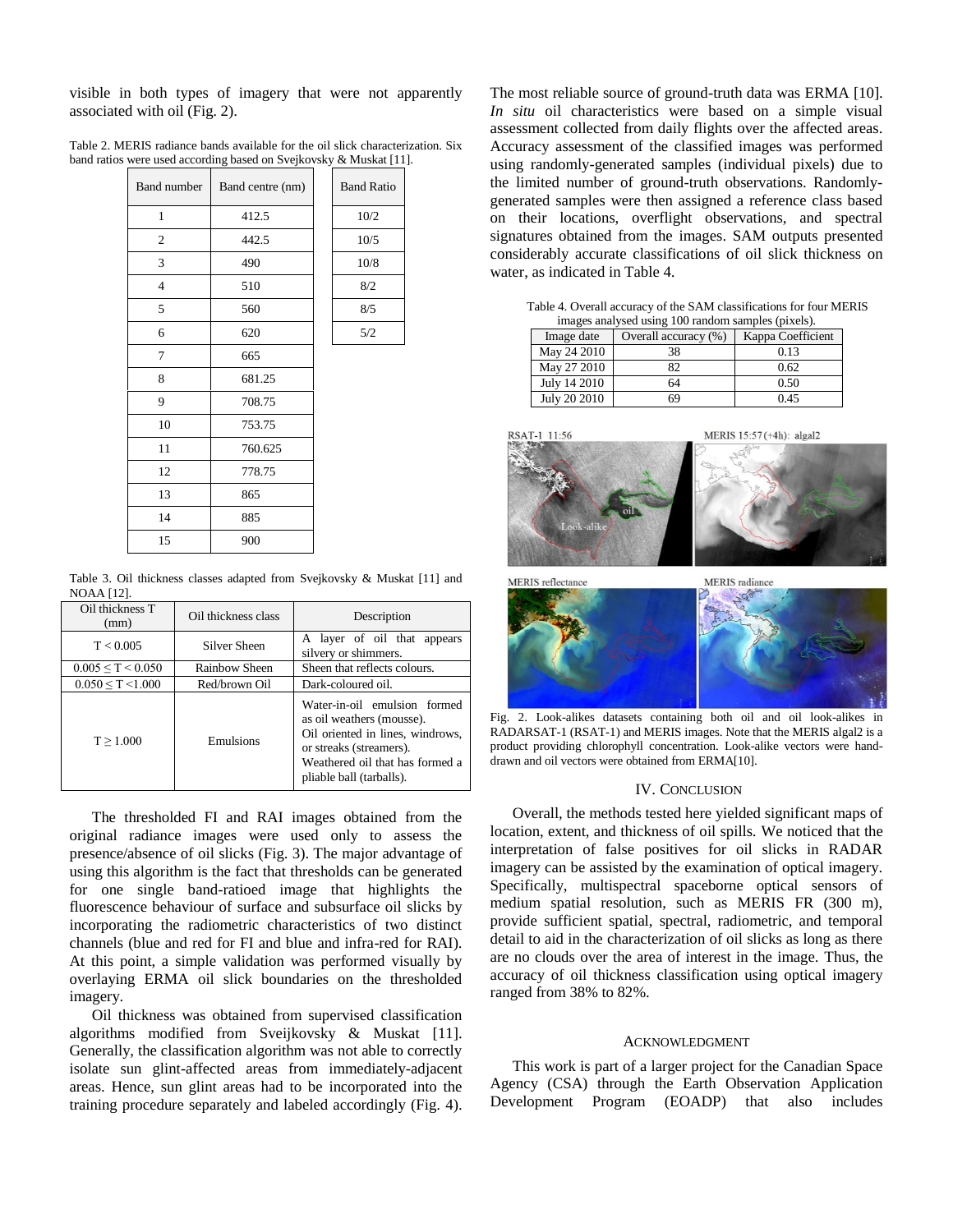visible in both types of imagery that were not apparently associated with oil (Fig. 2).

Table 2. MERIS radiance bands available for the oil slick characterization. Six band ratios were used according based on Svejkovsky & Muskat [11].

| Band number | Band centre (nm) |
|---|---|
| 1 | 412.5 |
| 2 | 442.5 |
| 3 | 490 |
| 4 | 510 |
| 5 | 560 |
| 6 | 620 |
| 7 | 665 |
| 8 | 681.25 |
| 9 | 708.75 |
| 10 | 753.75 |
| 11 | 760.625 |
| 12 | 778.75 |
| 13 | 865 |
| 14 | 885 |
| 15 | 900 |

| Band Ratio |
|---|
| 10/2 |
| 10/5 |
| 10/8 |
| 8/2 |
| 8/5 |
| 5/2 |

Table 3. Oil thickness classes adapted from Svejkovsky & Muskat [11] and NOAA [12].

| Oil thickness T (mm) | Oil thickness class | Description |
|---|---|---|
| T < 0.005 | Silver Sheen | A layer of oil that appears silvery or shimmers. |
| 0.005 ≤ T < 0.050 | Rainbow Sheen | Sheen that reflects colours. |
| 0.050 ≤ T <1.000 | Red/brown Oil | Dark-coloured oil. |
| T ≥ 1.000 | Emulsions | Water-in-oil emulsion formed as oil weathers (mousse). Oil oriented in lines, windrows, or streaks (streamers). Weathered oil that has formed a pliable ball (tarballs). |

The thresholded FI and RAI images obtained from the original radiance images were used only to assess the presence/absence of oil slicks (Fig. 3). The major advantage of using this algorithm is the fact that thresholds can be generated for one single band-ratioed image that highlights the fluorescence behaviour of surface and subsurface oil slicks by incorporating the radiometric characteristics of two distinct channels (blue and red for FI and blue and infra-red for RAI). At this point, a simple validation was performed visually by overlaying ERMA oil slick boundaries on the thresholded imagery.

Oil thickness was obtained from supervised classification algorithms modified from Sveijkovsky & Muskat [11]. Generally, the classification algorithm was not able to correctly isolate sun glint-affected areas from immediately-adjacent areas. Hence, sun glint areas had to be incorporated into the training procedure separately and labeled accordingly (Fig. 4).

The most reliable source of ground-truth data was ERMA [10]. *In situ* oil characteristics were based on a simple visual assessment collected from daily flights over the affected areas. Accuracy assessment of the classified images was performed using randomly-generated samples (individual pixels) due to the limited number of ground-truth observations. Randomly-generated samples were then assigned a reference class based on their locations, overflight observations, and spectral signatures obtained from the images. SAM outputs presented considerably accurate classifications of oil slick thickness on water, as indicated in Table 4.

Table 4. Overall accuracy of the SAM classifications for four MERIS images analysed using 100 random samples (pixels).

| Image date | Overall accuracy (%) | Kappa Coefficient |
|---|---|---|
| May 24 2010 | 38 | 0.13 |
| May 27 2010 | 82 | 0.62 |
| July 14 2010 | 64 | 0.50 |
| July 20 2010 | 69 | 0.45 |

Fig. 2. Look-alikes datasets containing both oil and oil look-alikes in RADARSAT-1 (RSAT-1) and MERIS images. Note that the MERIS algal2 is a product providing chlorophyll concentration. Look-alike vectors were hand-drawn and oil vectors were obtained from ERMA[10].

## IV. Conclusion

Overall, the methods tested here yielded significant maps of location, extent, and thickness of oil spills. We noticed that the interpretation of false positives for oil slicks in RADAR imagery can be assisted by the examination of optical imagery. Specifically, multispectral spaceborne optical sensors of medium spatial resolution, such as MERIS FR (300 m), provide sufficient spatial, spectral, radiometric, and temporal detail to aid in the characterization of oil slicks as long as there are no clouds over the area of interest in the image. Thus, the accuracy of oil thickness classification using optical imagery ranged from 38% to 82%.

## Acknowledgment

This work is part of a larger project for the Canadian Space Agency (CSA) through the Earth Observation Application Development Program (EOADP) that also includes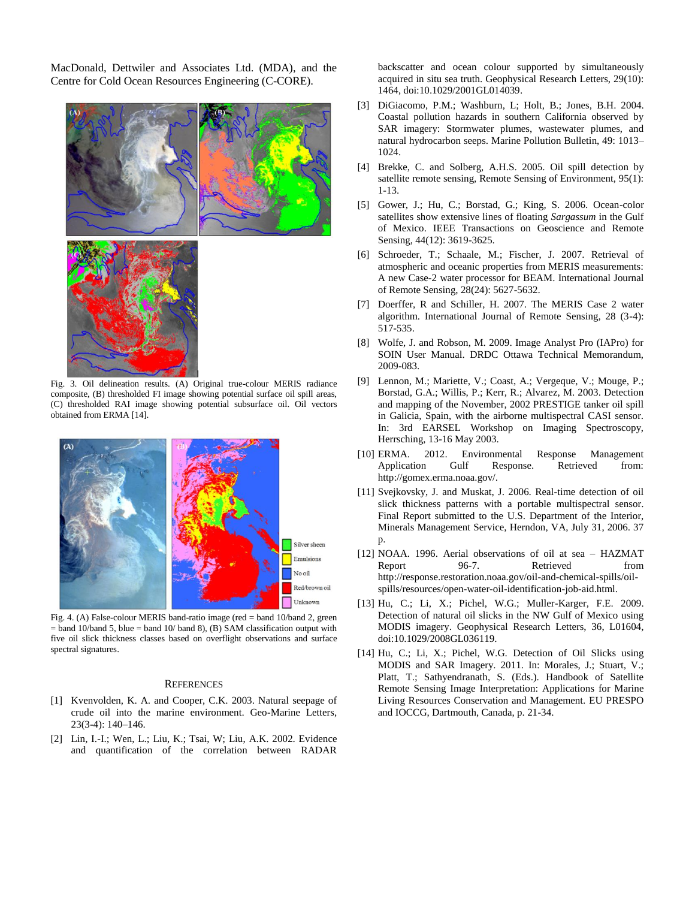MacDonald, Dettwiler and Associates Ltd. (MDA), and the Centre for Cold Ocean Resources Engineering (C-CORE).

Fig. 3. Oil delineation results. (A) Original true-colour MERIS radiance composite, (B) thresholded FI image showing potential surface oil spill areas, (C) thresholded RAI image showing potential subsurface oil. Oil vectors obtained from ERMA [14].

Silver sheen
Emulsions
No oil
Red/brown oil
Unknown

Fig. 4. (A) False-colour MERIS band-ratio image (red = band 10/band 2, green = band 10/band 5, blue = band 10/ band 8), (B) SAM classification output with five oil slick thickness classes based on overflight observations and surface spectral signatures.

## REFERENCES

[1] Kvenvolden, K. A. and Cooper, C.K. 2003. Natural seepage of crude oil into the marine environment. Geo-Marine Letters, 23(3-4): 140–146.

[2] Lin, I.-I.; Wen, L.; Liu, K.; Tsai, W; Liu, A.K. 2002. Evidence and quantification of the correlation between RADAR backscatter and ocean colour supported by simultaneously acquired in situ sea truth. Geophysical Research Letters, 29(10): 1464, doi:10.1029/2001GL014039.

[3] DiGiacomo, P.M.; Washburn, L; Holt, B.; Jones, B.H. 2004. Coastal pollution hazards in southern California observed by SAR imagery: Stormwater plumes, wastewater plumes, and natural hydrocarbon seeps. Marine Pollution Bulletin, 49: 1013–1024.

[4] Brekke, C. and Solberg, A.H.S. 2005. Oil spill detection by satellite remote sensing, Remote Sensing of Environment, 95(1): 1-13.

[5] Gower, J.; Hu, C.; Borstad, G.; King, S. 2006. Ocean-color satellites show extensive lines of floating *Sargassum* in the Gulf of Mexico. IEEE Transactions on Geoscience and Remote Sensing, 44(12): 3619-3625.

[6] Schroeder, T.; Schaale, M.; Fischer, J. 2007. Retrieval of atmospheric and oceanic properties from MERIS measurements: A new Case-2 water processor for BEAM. International Journal of Remote Sensing, 28(24): 5627-5632.

[7] Doerffer, R and Schiller, H. 2007. The MERIS Case 2 water algorithm. International Journal of Remote Sensing, 28 (3-4): 517-535.

[8] Wolfe, J. and Robson, M. 2009. Image Analyst Pro (IAPro) for SOIN User Manual. DRDC Ottawa Technical Memorandum, 2009-083.

[9] Lennon, M.; Mariette, V.; Coast, A.; Vergeque, V.; Mouge, P.; Borstad, G.A.; Willis, P.; Kerr, R.; Alvarez, M. 2003. Detection and mapping of the November, 2002 PRESTIGE tanker oil spill in Galicia, Spain, with the airborne multispectral CASI sensor. In: 3rd EARSEL Workshop on Imaging Spectroscopy, Herrsching, 13-16 May 2003.

[10] ERMA. 2012. Environmental Response Management Application Gulf Response. Retrieved from: http://gomex.erma.noaa.gov/.

[11] Svejkovsky, J. and Muskat, J. 2006. Real-time detection of oil slick thickness patterns with a portable multispectral sensor. Final Report submitted to the U.S. Department of the Interior, Minerals Management Service, Herndon, VA, July 31, 2006. 37 p.

[12] NOAA. 1996. Aerial observations of oil at sea – HAZMAT Report 96-7. Retrieved from http://response.restoration.noaa.gov/oil-and-chemical-spills/oil-spills/resources/open-water-oil-identification-job-aid.html.

[13] Hu, C.; Li, X.; Pichel, W.G.; Muller-Karger, F.E. 2009. Detection of natural oil slicks in the NW Gulf of Mexico using MODIS imagery. Geophysical Research Letters, 36, L01604, doi:10.1029/2008GL036119.

[14] Hu, C.; Li, X.; Pichel, W.G. Detection of Oil Slicks using MODIS and SAR Imagery. 2011. In: Morales, J.; Stuart, V.; Platt, T.; Sathyendranath, S. (Eds.). Handbook of Satellite Remote Sensing Image Interpretation: Applications for Marine Living Resources Conservation and Management. EU PRESPO and IOCCG, Dartmouth, Canada, p. 21-34.